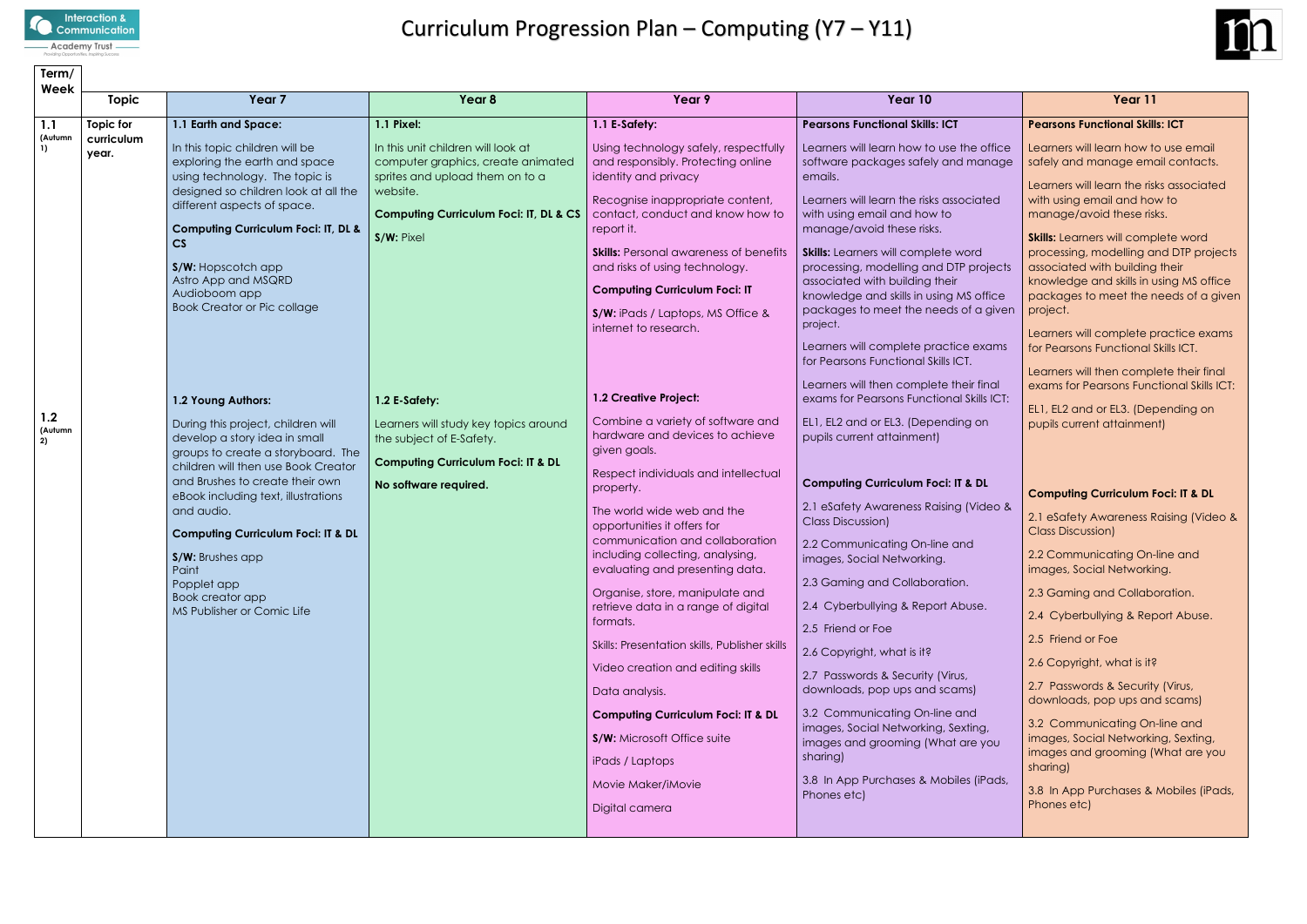# Curriculum Progression Plan – Computing (Y7 – Y11)

| Term/ Week | Topic | Year 7 | Year 8 | Year 9 | Year 10 | Year 11 |
|---|---|---|---|---|---|---|
| **1.1** (Autumn 1) | **Topic for curriculum year.** | **1.1 Earth and Space:**<br><br>In this topic children will be exploring the earth and space using technology. The topic is designed so children look at all the different aspects of space.<br><br>**Computing Curriculum Foci: IT, DL & CS**<br><br>**S/W:** Hopscotch app<br>Astro App and MSQRD<br>Audioboom app<br>Book Creator or Pic collage | **1.1 Pixel:**<br><br>In this unit children will look at computer graphics, create animated sprites and upload them on to a website.<br><br>**Computing Curriculum Foci: IT, DL & CS**<br><br>**S/W:** Pixel | **1.1 E-Safety:**<br><br>Using technology safely, respectfully and responsibly. Protecting online identity and privacy<br><br>Recognise inappropriate content, contact, conduct and know how to report it.<br><br>**Skills:** Personal awareness of benefits and risks of using technology.<br><br>**Computing Curriculum Foci: IT**<br><br>**S/W:** iPads / Laptops, MS Office & internet to research. | **Pearsons Functional Skills: ICT**<br><br>Learners will learn how to use the office software packages safely and manage emails.<br><br>Learners will learn the risks associated with using email and how to manage/avoid these risks.<br><br>**Skills:** Learners will complete word processing, modelling and DTP projects associated with building their knowledge and skills in using MS office packages to meet the needs of a given project.<br><br>Learners will complete practice exams for Pearsons Functional Skills ICT.<br><br>Learners will then complete their final exams for Pearsons Functional Skills ICT:<br><br>EL1, EL2 and or EL3. (Depending on pupils current attainment) | **Pearsons Functional Skills: ICT**<br><br>Learners will learn how to use email safely and manage email contacts.<br><br>Learners will learn the risks associated with using email and how to manage/avoid these risks.<br><br>**Skills:** Learners will complete word processing, modelling and DTP projects associated with building their knowledge and skills in using MS office packages to meet the needs of a given project.<br><br>Learners will complete practice exams for Pearsons Functional Skills ICT.<br><br>Learners will then complete their final exams for Pearsons Functional Skills ICT:<br><br>EL1, EL2 and or EL3. (Depending on pupils current attainment) |
| **1.2** (Autumn 2) | | **1.2 Young Authors:**<br><br>During this project, children will develop a story idea in small groups to create a storyboard. The children will then use Book Creator and Brushes to create their own eBook including text, illustrations and audio.<br><br>**Computing Curriculum Foci: IT & DL**<br><br>**S/W:** Brushes app<br>Paint<br>Popplet app<br>Book creator app<br>MS Publisher or Comic Life | **1.2 E-Safety:**<br><br>Learners will study key topics around the subject of E-Safety.<br><br>**Computing Curriculum Foci: IT & DL**<br><br>**No software required.** | **1.2 Creative Project:**<br><br>Combine a variety of software and hardware and devices to achieve given goals.<br><br>Respect individuals and intellectual property.<br><br>The world wide web and the opportunities it offers for communication and collaboration including collecting, analysing, evaluating and presenting data.<br><br>Organise, store, manipulate and retrieve data in a range of digital formats.<br><br>Skills: Presentation skills, Publisher skills<br><br>Video creation and editing skills<br><br>Data analysis.<br><br>**Computing Curriculum Foci: IT & DL**<br><br>**S/W:** Microsoft Office suite<br><br>iPads / Laptops<br><br>Movie Maker/iMovie<br><br>Digital camera | **Computing Curriculum Foci: IT & DL**<br><br>2.1 eSafety Awareness Raising (Video & Class Discussion)<br><br>2.2 Communicating On-line and images, Social Networking.<br><br>2.3 Gaming and Collaboration.<br><br>2.4 Cyberbullying & Report Abuse.<br><br>2.5 Friend or Foe<br><br>2.6 Copyright, what is it?<br><br>2.7 Passwords & Security (Virus, downloads, pop ups and scams)<br><br>3.2 Communicating On-line and images, Social Networking, Sexting, images and grooming (What are you sharing)<br><br>3.8 In App Purchases & Mobiles (iPads, Phones etc) | **Computing Curriculum Foci: IT & DL**<br><br>2.1 eSafety Awareness Raising (Video & Class Discussion)<br><br>2.2 Communicating On-line and images, Social Networking.<br><br>2.3 Gaming and Collaboration.<br><br>2.4 Cyberbullying & Report Abuse.<br><br>2.5 Friend or Foe<br><br>2.6 Copyright, what is it?<br><br>2.7 Passwords & Security (Virus, downloads, pop ups and scams)<br><br>3.2 Communicating On-line and images, Social Networking, Sexting, images and grooming (What are you sharing)<br><br>3.8 In App Purchases & Mobiles (iPads, Phones etc) |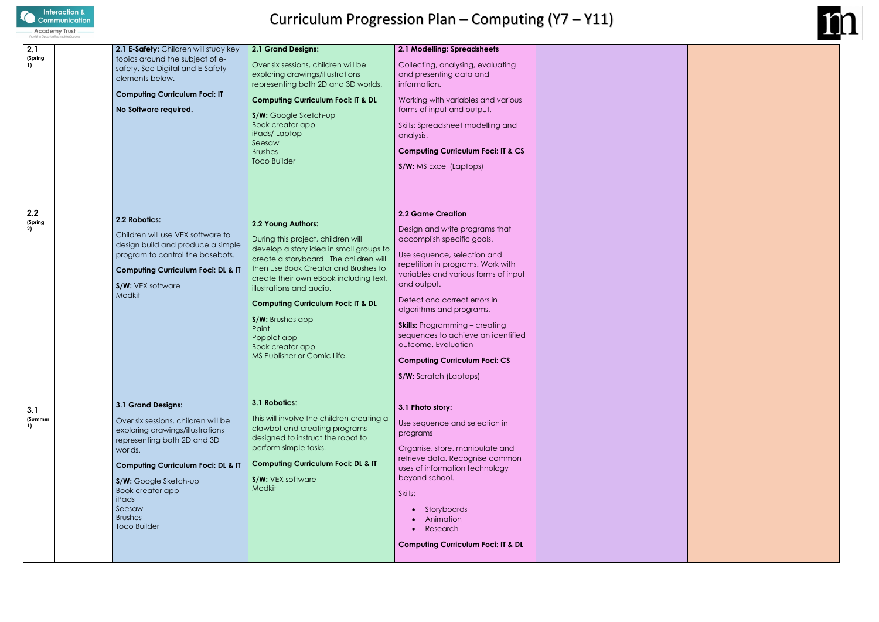# Curriculum Progression Plan – Computing (Y7 – Y11)

| | | | | | | |
|---|---|---|---|---|---|---|
| **2.1** (Spring 1) | | **2.1 E-Safety:** Children will study key topics around the subject of e-safety. See Digital and E-Safety elements below.<br><br>**Computing Curriculum Foci: IT**<br><br>**No Software required.** | **2.1 Grand Designs:**<br><br>Over six sessions, children will be exploring drawings/illustrations representing both 2D and 3D worlds.<br><br>**Computing Curriculum Foci: IT & DL**<br><br>**S/W:** Google Sketch-up<br>Book creator app<br>iPads/ Laptop<br>Seesaw<br>Brushes<br>Toco Builder | **2.1 Modelling: Spreadsheets**<br><br>Collecting, analysing, evaluating and presenting data and information.<br><br>Working with variables and various forms of input and output.<br><br>Skills: Spreadsheet modelling and analysis.<br><br>**Computing Curriculum Foci: IT & CS**<br><br>**S/W:** MS Excel (Laptops) | | |
| **2.2** (Spring 2) | | **2.2 Robotics:**<br><br>Children will use VEX software to design build and produce a simple program to control the basebots.<br><br>**Computing Curriculum Foci: DL & IT**<br><br>**S/W:** VEX software<br>Modkit | **2.2 Young Authors:**<br><br>During this project, children will develop a story idea in small groups to create a storyboard. The children will then use Book Creator and Brushes to create their own eBook including text, illustrations and audio.<br><br>**Computing Curriculum Foci: IT & DL**<br><br>**S/W:** Brushes app<br>Paint<br>Popplet app<br>Book creator app<br>MS Publisher or Comic Life. | **2.2 Game Creation**<br><br>Design and write programs that accomplish specific goals.<br><br>Use sequence, selection and repetition in programs. Work with variables and various forms of input and output.<br><br>Detect and correct errors in algorithms and programs.<br><br>**Skills:** Programming – creating sequences to achieve an identified outcome. Evaluation<br><br>**Computing Curriculum Foci: CS**<br><br>**S/W:** Scratch (Laptops) | | |
| **3.1** (Summer 1) | | **3.1 Grand Designs:**<br><br>Over six sessions, children will be exploring drawings/illustrations representing both 2D and 3D worlds.<br><br>**Computing Curriculum Foci: DL & IT**<br><br>**S/W:** Google Sketch-up<br>Book creator app<br>iPads<br>Seesaw<br>Brushes<br>Toco Builder | **3.1 Robotics**:<br><br>This will involve the children creating a clawbot and creating programs designed to instruct the robot to perform simple tasks.<br><br>**Computing Curriculum Foci: DL & IT**<br><br>**S/W:** VEX software<br>Modkit | **3.1 Photo story:**<br><br>Use sequence and selection in programs<br><br>Organise, store, manipulate and retrieve data. Recognise common uses of information technology beyond school.<br><br>Skills:<br>• Storyboards<br>• Animation<br>• Research<br><br>**Computing Curriculum Foci: IT & DL** | | |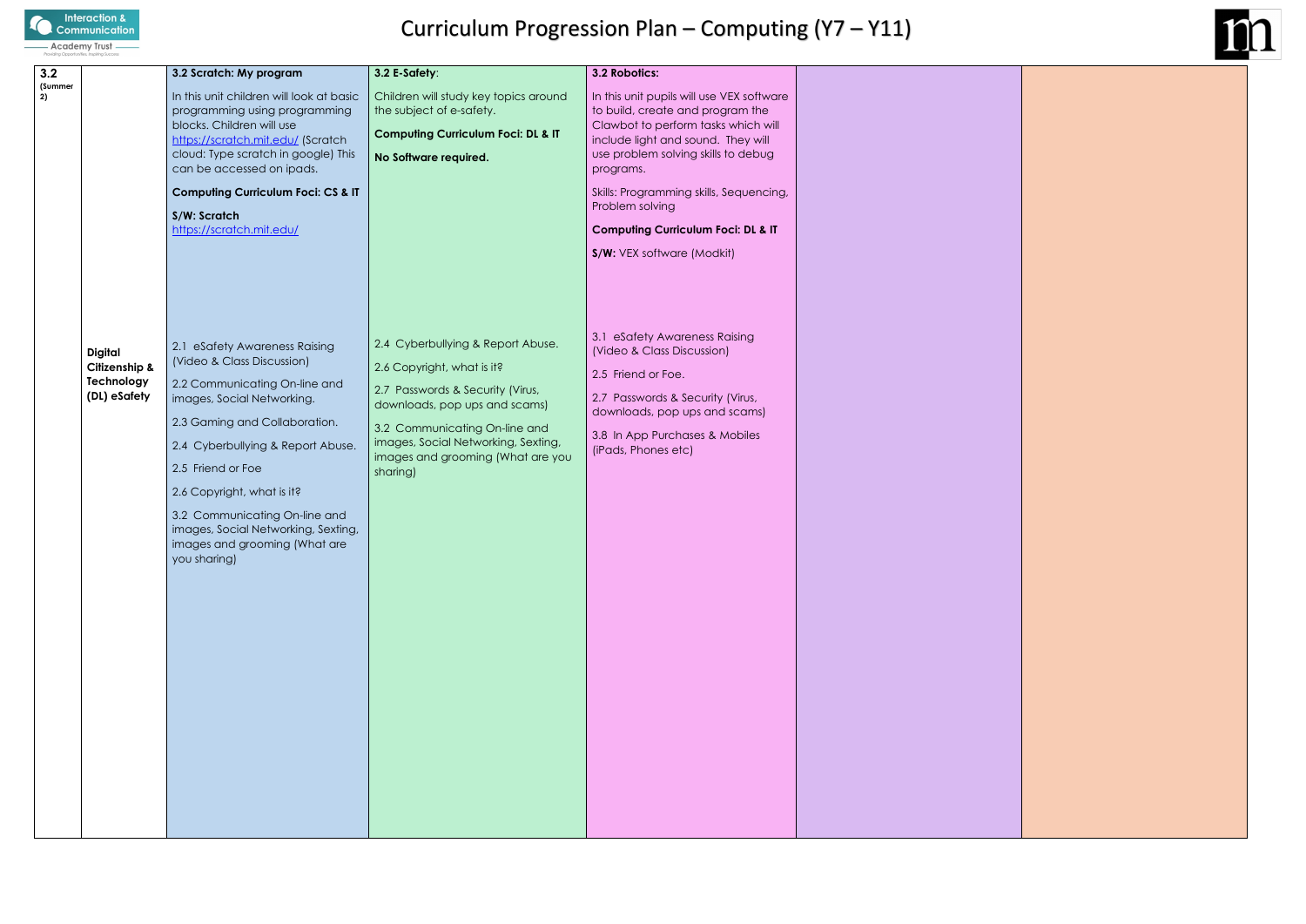# Curriculum Progression Plan – Computing (Y7 – Y11)

| | | | | | | |
|---|---|---|---|---|---|---|
| **3.2** (Summer 2) | | **3.2 Scratch: My program**<br><br>In this unit children will look at basic programming using programming blocks. Children will use https://scratch.mit.edu/ (Scratch cloud: Type scratch in google) This can be accessed on ipads.<br><br>**Computing Curriculum Foci: CS & IT**<br><br>**S/W: Scratch** https://scratch.mit.edu/ | **3.2 E-Safety**:<br><br>Children will study key topics around the subject of e-safety.<br><br>**Computing Curriculum Foci: DL & IT**<br><br>**No Software required.** | **3.2 Robotics:**<br><br>In this unit pupils will use VEX software to build, create and program the Clawbot to perform tasks which will include light and sound. They will use problem solving skills to debug programs.<br><br>Skills: Programming skills, Sequencing, Problem solving<br><br>**Computing Curriculum Foci: DL & IT**<br><br>**S/W:** VEX software (Modkit) | | |
| | **Digital Citizenship & Technology (DL) eSafety** | 2.1 eSafety Awareness Raising (Video & Class Discussion)<br><br>2.2 Communicating On-line and images, Social Networking.<br><br>2.3 Gaming and Collaboration.<br><br>2.4 Cyberbullying & Report Abuse.<br><br>2.5 Friend or Foe<br><br>2.6 Copyright, what is it?<br><br>3.2 Communicating On-line and images, Social Networking, Sexting, images and grooming (What are you sharing) | 2.4 Cyberbullying & Report Abuse.<br><br>2.6 Copyright, what is it?<br><br>2.7 Passwords & Security (Virus, downloads, pop ups and scams)<br><br>3.2 Communicating On-line and images, Social Networking, Sexting, images and grooming (What are you sharing) | 3.1 eSafety Awareness Raising (Video & Class Discussion)<br><br>2.5 Friend or Foe.<br><br>2.7 Passwords & Security (Virus, downloads, pop ups and scams)<br><br>3.8 In App Purchases & Mobiles (iPads, Phones etc) | | |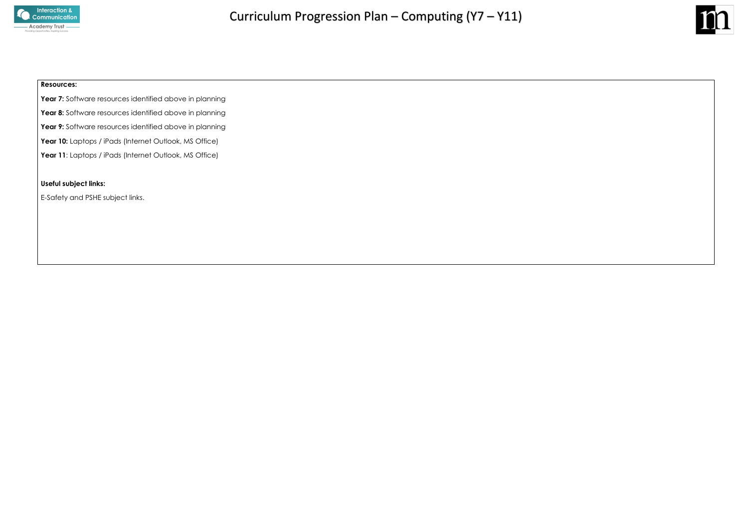**Resources:**

**Year 7:** Software resources identified above in planning

**Year 8:** Software resources identified above in planning

**Year 9:** Software resources identified above in planning

**Year 10:** Laptops / iPads (Internet Outlook, MS Office)

**Year 11**: Laptops / iPads (Internet Outlook, MS Office)

**Useful subject links:**

E-Safety and PSHE subject links.